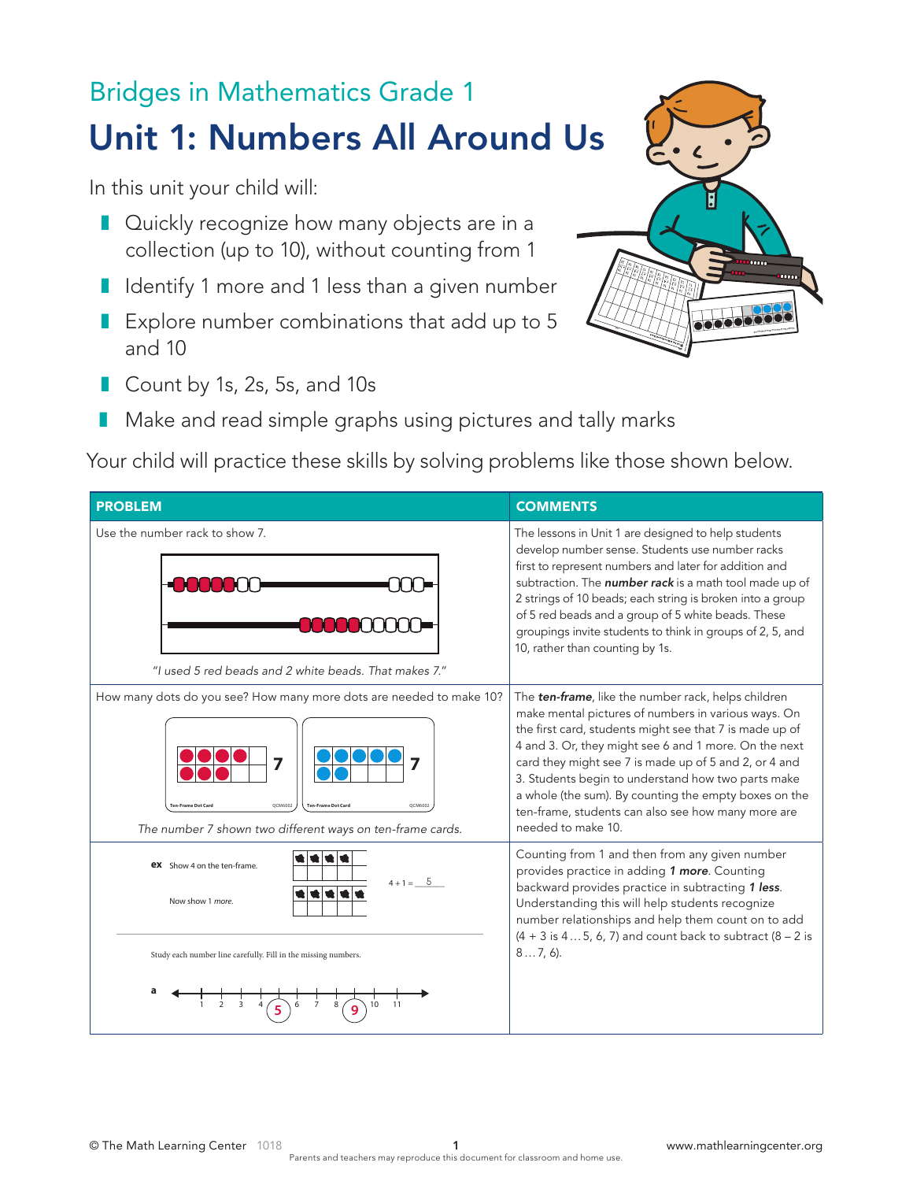Bridges in Mathematics Grade 1

# Unit 1: Numbers All Around Us

In this unit your child will:

- Quickly recognize how many objects are in a collection (up to 10), without counting from 1
- Identify 1 more and 1 less than a given number
- Explore number combinations that add up to 5 and 10
- Count by 1s, 2s, 5s, and 10s
- Make and read simple graphs using pictures and tally marks

Your child will practice these skills by solving problems like those shown below.

| PROBLEM | COMMENTS |
| --- | --- |
| Use the number rack to show 7.<br><br>*"I used 5 red beads and 2 white beads. That makes 7."* | The lessons in Unit 1 are designed to help students develop number sense. Students use number racks first to represent numbers and later for addition and subtraction. The ***number rack*** is a math tool made up of 2 strings of 10 beads; each string is broken into a group of 5 red beads and a group of 5 white beads. These groupings invite students to think in groups of 2, 5, and 10, rather than counting by 1s. |
| How many dots do you see? How many more dots are needed to make 10?<br><br>7 &nbsp;&nbsp;&nbsp; 7<br><br>*The number 7 shown two different ways on ten-frame cards.* | The ***ten-frame***, like the number rack, helps children make mental pictures of numbers in various ways. On the first card, students might see that 7 is made up of 4 and 3. Or, they might see 6 and 1 more. On the next card they might see 7 is made up of 5 and 2, or 4 and 3. Students begin to understand how two parts make a whole (the sum). By counting the empty boxes on the ten-frame, students can also see how many more are needed to make 10. |
| **ex** Show 4 on the ten-frame.<br>Now show 1 *more*.<br>4 + 1 = 5<br><br>Study each number line carefully. Fill in the missing numbers.<br>**a** 1, 2, 3, 4, 5, 6, 7, 8, 9, 10, 11 | Counting from 1 and then from any given number provides practice in adding ***1 more***. Counting backward provides practice in subtracting ***1 less***. Understanding this will help students recognize number relationships and help them count on to add (4 + 3 is 4 … 5, 6, 7) and count back to subtract (8 – 2 is 8 … 7, 6). |

© The Math Learning Center 1018

Parents and teachers may reproduce this document for classroom and home use.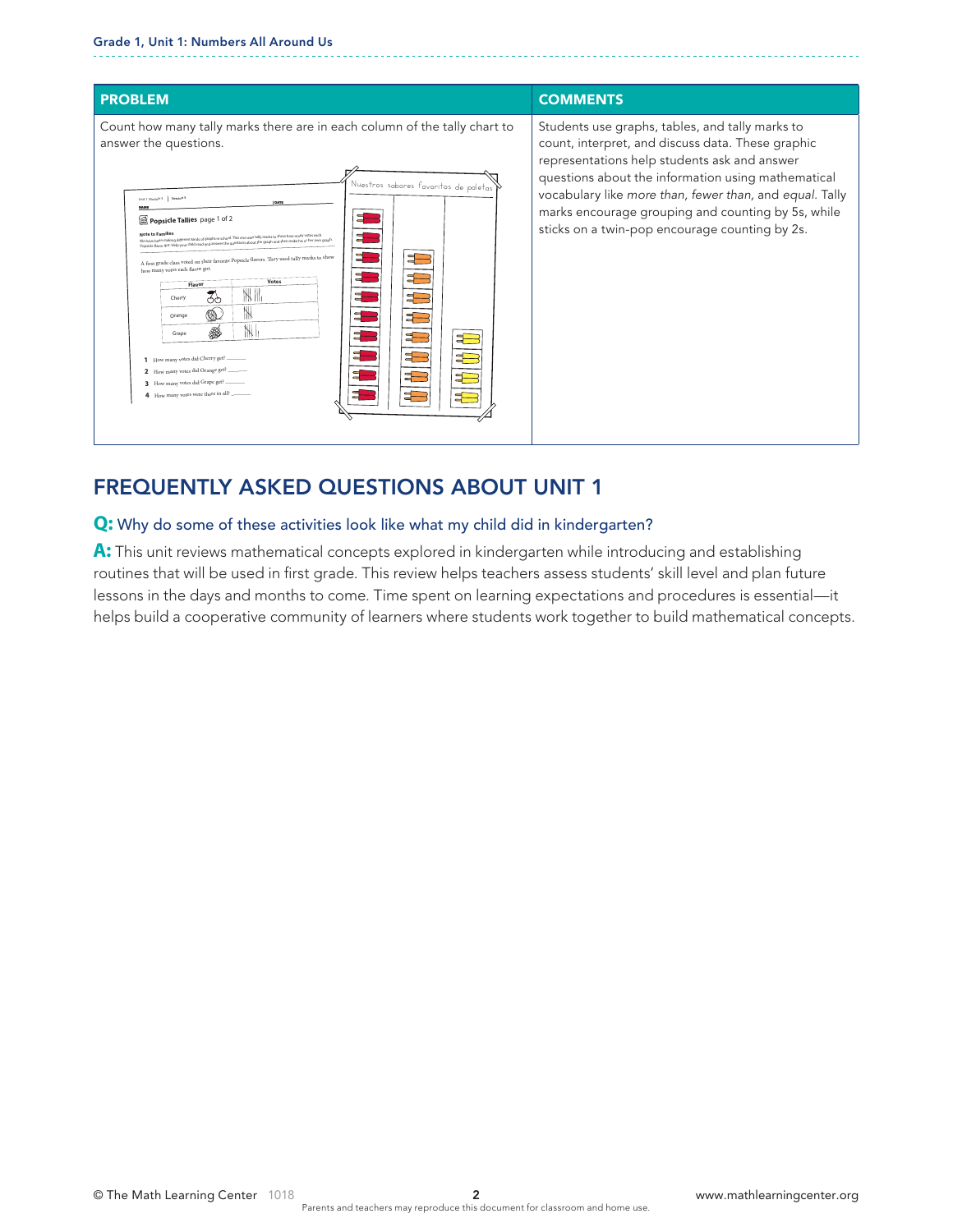| PROBLEM | COMMENTS |
| --- | --- |
| Count how many tally marks there are in each column of the tally chart to answer the questions. | Students use graphs, tables, and tally marks to count, interpret, and discuss data. These graphic representations help students ask and answer questions about the information using mathematical vocabulary like *more than, fewer than,* and *equal*. Tally marks encourage grouping and counting by 5s, while sticks on a twin-pop encourage counting by 2s. |

## FREQUENTLY ASKED QUESTIONS ABOUT UNIT 1

**Q:** Why do some of these activities look like what my child did in kindergarten?

**A:** This unit reviews mathematical concepts explored in kindergarten while introducing and establishing routines that will be used in first grade. This review helps teachers assess students' skill level and plan future lessons in the days and months to come. Time spent on learning expectations and procedures is essential—it helps build a cooperative community of learners where students work together to build mathematical concepts.